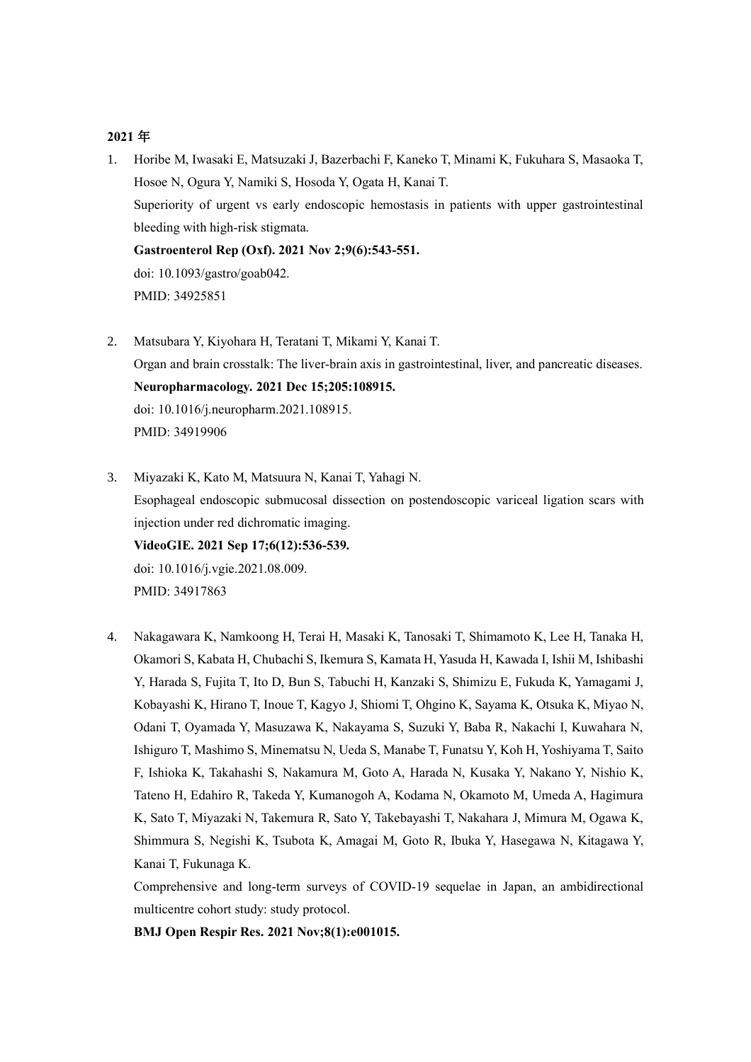**2021 年**

1. Horibe M, Iwasaki E, Matsuzaki J, Bazerbachi F, Kaneko T, Minami K, Fukuhara S, Masaoka T, Hosoe N, Ogura Y, Namiki S, Hosoda Y, Ogata H, Kanai T.
   Superiority of urgent vs early endoscopic hemostasis in patients with upper gastrointestinal bleeding with high-risk stigmata.
   **Gastroenterol Rep (Oxf). 2021 Nov 2;9(6):543-551.**
   doi: 10.1093/gastro/goab042.
   PMID: 34925851

2. Matsubara Y, Kiyohara H, Teratani T, Mikami Y, Kanai T.
   Organ and brain crosstalk: The liver-brain axis in gastrointestinal, liver, and pancreatic diseases.
   **Neuropharmacology. 2021 Dec 15;205:108915.**
   doi: 10.1016/j.neuropharm.2021.108915.
   PMID: 34919906

3. Miyazaki K, Kato M, Matsuura N, Kanai T, Yahagi N.
   Esophageal endoscopic submucosal dissection on postendoscopic variceal ligation scars with injection under red dichromatic imaging.
   **VideoGIE. 2021 Sep 17;6(12):536-539.**
   doi: 10.1016/j.vgie.2021.08.009.
   PMID: 34917863

4. Nakagawara K, Namkoong H, Terai H, Masaki K, Tanosaki T, Shimamoto K, Lee H, Tanaka H, Okamori S, Kabata H, Chubachi S, Ikemura S, Kamata H, Yasuda H, Kawada I, Ishii M, Ishibashi Y, Harada S, Fujita T, Ito D, Bun S, Tabuchi H, Kanzaki S, Shimizu E, Fukuda K, Yamagami J, Kobayashi K, Hirano T, Inoue T, Kagyo J, Shiomi T, Ohgino K, Sayama K, Otsuka K, Miyao N, Odani T, Oyamada Y, Masuzawa K, Nakayama S, Suzuki Y, Baba R, Nakachi I, Kuwahara N, Ishiguro T, Mashimo S, Minematsu N, Ueda S, Manabe T, Funatsu Y, Koh H, Yoshiyama T, Saito F, Ishioka K, Takahashi S, Nakamura M, Goto A, Harada N, Kusaka Y, Nakano Y, Nishio K, Tateno H, Edahiro R, Takeda Y, Kumanogoh A, Kodama N, Okamoto M, Umeda A, Hagimura K, Sato T, Miyazaki N, Takemura R, Sato Y, Takebayashi T, Nakahara J, Mimura M, Ogawa K, Shimmura S, Negishi K, Tsubota K, Amagai M, Goto R, Ibuka Y, Hasegawa N, Kitagawa Y, Kanai T, Fukunaga K.
   Comprehensive and long-term surveys of COVID-19 sequelae in Japan, an ambidirectional multicentre cohort study: study protocol.
   **BMJ Open Respir Res. 2021 Nov;8(1):e001015.**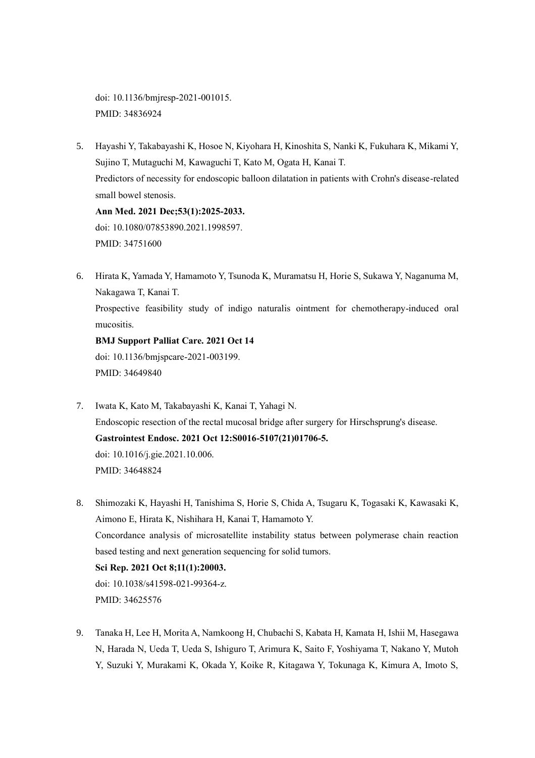doi: 10.1136/bmjresp-2021-001015.
PMID: 34836924

5. Hayashi Y, Takabayashi K, Hosoe N, Kiyohara H, Kinoshita S, Nanki K, Fukuhara K, Mikami Y, Sujino T, Mutaguchi M, Kawaguchi T, Kato M, Ogata H, Kanai T.
   Predictors of necessity for endoscopic balloon dilatation in patients with Crohn's disease-related small bowel stenosis.
   **Ann Med. 2021 Dec;53(1):2025-2033.**
   doi: 10.1080/07853890.2021.1998597.
   PMID: 34751600

6. Hirata K, Yamada Y, Hamamoto Y, Tsunoda K, Muramatsu H, Horie S, Sukawa Y, Naganuma M, Nakagawa T, Kanai T.
   Prospective feasibility study of indigo naturalis ointment for chemotherapy-induced oral mucositis.
   **BMJ Support Palliat Care. 2021 Oct 14**
   doi: 10.1136/bmjspcare-2021-003199.
   PMID: 34649840

7. Iwata K, Kato M, Takabayashi K, Kanai T, Yahagi N.
   Endoscopic resection of the rectal mucosal bridge after surgery for Hirschsprung's disease.
   **Gastrointest Endosc. 2021 Oct 12:S0016-5107(21)01706-5.**
   doi: 10.1016/j.gie.2021.10.006.
   PMID: 34648824

8. Shimozaki K, Hayashi H, Tanishima S, Horie S, Chida A, Tsugaru K, Togasaki K, Kawasaki K, Aimono E, Hirata K, Nishihara H, Kanai T, Hamamoto Y.
   Concordance analysis of microsatellite instability status between polymerase chain reaction based testing and next generation sequencing for solid tumors.
   **Sci Rep. 2021 Oct 8;11(1):20003.**
   doi: 10.1038/s41598-021-99364-z.
   PMID: 34625576

9. Tanaka H, Lee H, Morita A, Namkoong H, Chubachi S, Kabata H, Kamata H, Ishii M, Hasegawa N, Harada N, Ueda T, Ueda S, Ishiguro T, Arimura K, Saito F, Yoshiyama T, Nakano Y, Mutoh Y, Suzuki Y, Murakami K, Okada Y, Koike R, Kitagawa Y, Tokunaga K, Kimura A, Imoto S,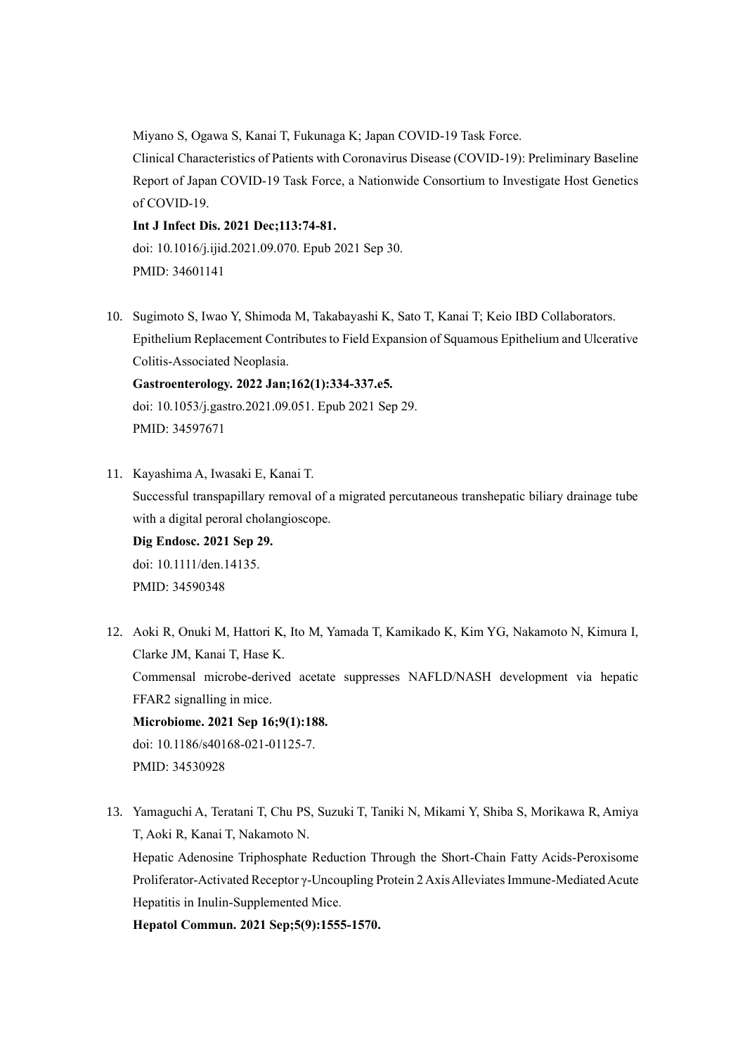Miyano S, Ogawa S, Kanai T, Fukunaga K; Japan COVID-19 Task Force.
Clinical Characteristics of Patients with Coronavirus Disease (COVID-19): Preliminary Baseline Report of Japan COVID-19 Task Force, a Nationwide Consortium to Investigate Host Genetics of COVID-19.
**Int J Infect Dis. 2021 Dec;113:74-81.**
doi: 10.1016/j.ijid.2021.09.070. Epub 2021 Sep 30.
PMID: 34601141

10. Sugimoto S, Iwao Y, Shimoda M, Takabayashi K, Sato T, Kanai T; Keio IBD Collaborators.
Epithelium Replacement Contributes to Field Expansion of Squamous Epithelium and Ulcerative Colitis-Associated Neoplasia.
**Gastroenterology. 2022 Jan;162(1):334-337.e5.**
doi: 10.1053/j.gastro.2021.09.051. Epub 2021 Sep 29.
PMID: 34597671

11. Kayashima A, Iwasaki E, Kanai T.
Successful transpapillary removal of a migrated percutaneous transhepatic biliary drainage tube with a digital peroral cholangioscope.
**Dig Endosc. 2021 Sep 29.**
doi: 10.1111/den.14135.
PMID: 34590348

12. Aoki R, Onuki M, Hattori K, Ito M, Yamada T, Kamikado K, Kim YG, Nakamoto N, Kimura I, Clarke JM, Kanai T, Hase K.
Commensal microbe-derived acetate suppresses NAFLD/NASH development via hepatic FFAR2 signalling in mice.
**Microbiome. 2021 Sep 16;9(1):188.**
doi: 10.1186/s40168-021-01125-7.
PMID: 34530928

13. Yamaguchi A, Teratani T, Chu PS, Suzuki T, Taniki N, Mikami Y, Shiba S, Morikawa R, Amiya T, Aoki R, Kanai T, Nakamoto N.
Hepatic Adenosine Triphosphate Reduction Through the Short-Chain Fatty Acids-Peroxisome Proliferator-Activated Receptor γ-Uncoupling Protein 2 Axis Alleviates Immune-Mediated Acute Hepatitis in Inulin-Supplemented Mice.
**Hepatol Commun. 2021 Sep;5(9):1555-1570.**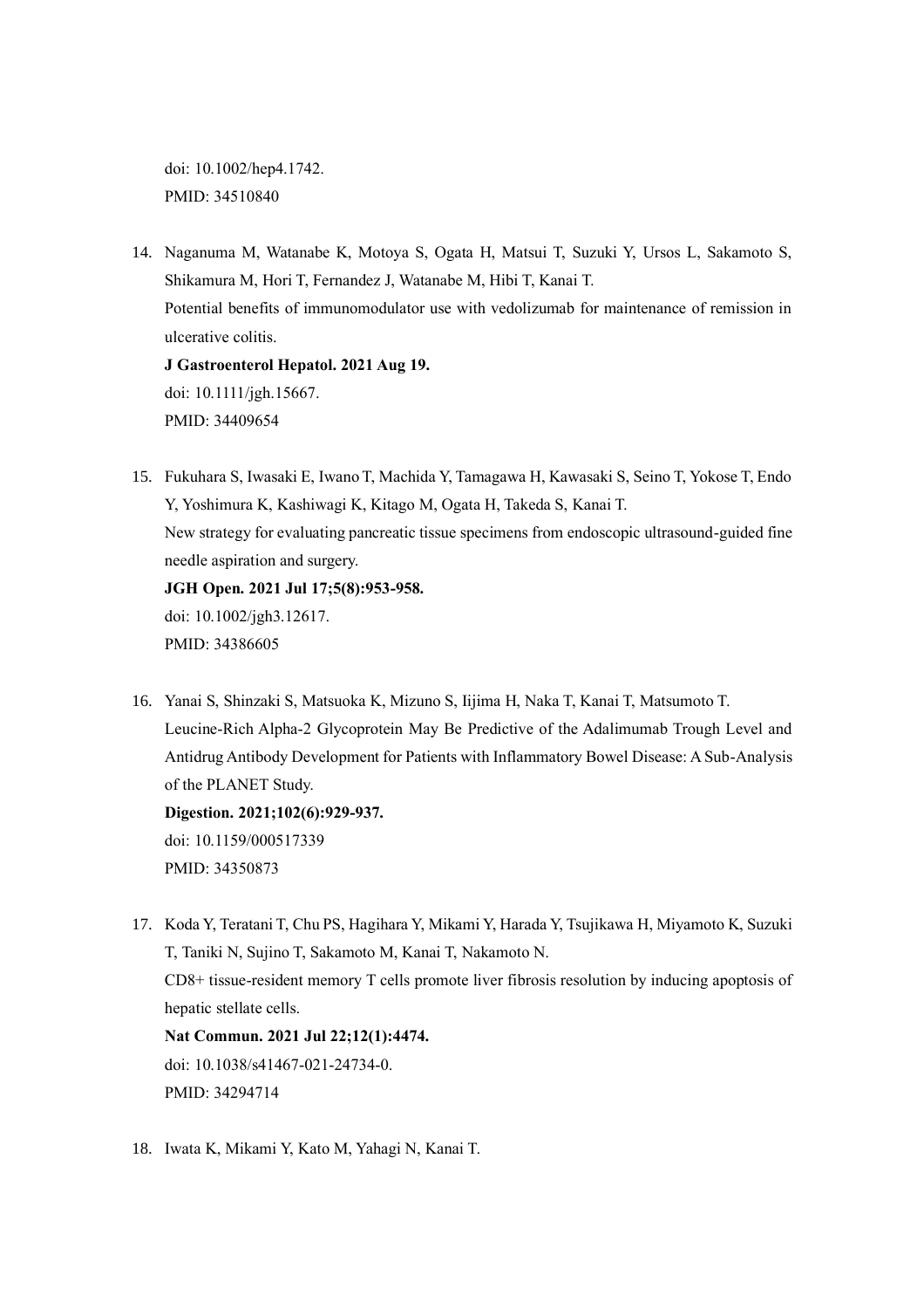doi: 10.1002/hep4.1742.
PMID: 34510840

14. Naganuma M, Watanabe K, Motoya S, Ogata H, Matsui T, Suzuki Y, Ursos L, Sakamoto S, Shikamura M, Hori T, Fernandez J, Watanabe M, Hibi T, Kanai T.
    Potential benefits of immunomodulator use with vedolizumab for maintenance of remission in ulcerative colitis.
    **J Gastroenterol Hepatol. 2021 Aug 19.**
    doi: 10.1111/jgh.15667.
    PMID: 34409654

15. Fukuhara S, Iwasaki E, Iwano T, Machida Y, Tamagawa H, Kawasaki S, Seino T, Yokose T, Endo Y, Yoshimura K, Kashiwagi K, Kitago M, Ogata H, Takeda S, Kanai T.
    New strategy for evaluating pancreatic tissue specimens from endoscopic ultrasound-guided fine needle aspiration and surgery.
    **JGH Open. 2021 Jul 17;5(8):953-958.**
    doi: 10.1002/jgh3.12617.
    PMID: 34386605

16. Yanai S, Shinzaki S, Matsuoka K, Mizuno S, Iijima H, Naka T, Kanai T, Matsumoto T.
    Leucine-Rich Alpha-2 Glycoprotein May Be Predictive of the Adalimumab Trough Level and Antidrug Antibody Development for Patients with Inflammatory Bowel Disease: A Sub-Analysis of the PLANET Study.
    **Digestion. 2021;102(6):929-937.**
    doi: 10.1159/000517339
    PMID: 34350873

17. Koda Y, Teratani T, Chu PS, Hagihara Y, Mikami Y, Harada Y, Tsujikawa H, Miyamoto K, Suzuki T, Taniki N, Sujino T, Sakamoto M, Kanai T, Nakamoto N.
    CD8+ tissue-resident memory T cells promote liver fibrosis resolution by inducing apoptosis of hepatic stellate cells.
    **Nat Commun. 2021 Jul 22;12(1):4474.**
    doi: 10.1038/s41467-021-24734-0.
    PMID: 34294714

18. Iwata K, Mikami Y, Kato M, Yahagi N, Kanai T.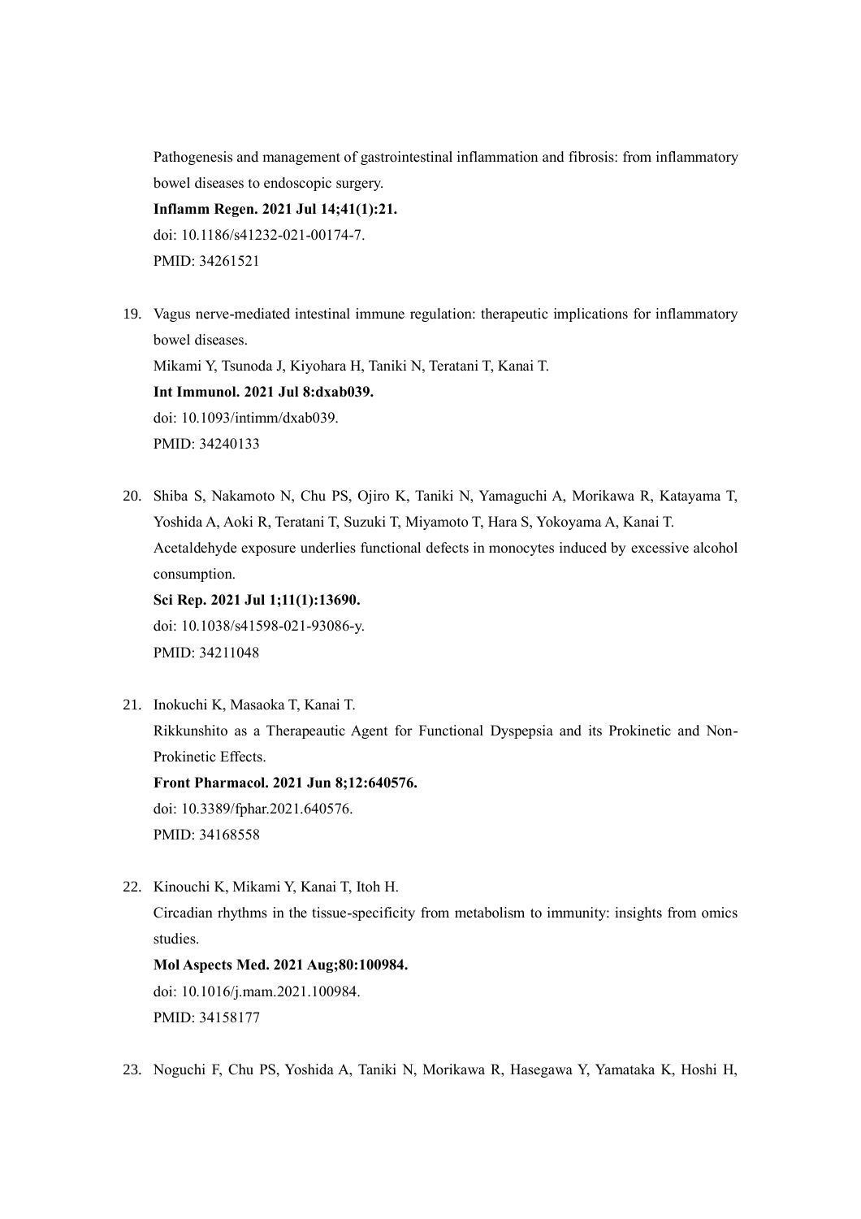Pathogenesis and management of gastrointestinal inflammation and fibrosis: from inflammatory bowel diseases to endoscopic surgery.

**Inflamm Regen. 2021 Jul 14;41(1):21.**

doi: 10.1186/s41232-021-00174-7.

PMID: 34261521

19. Vagus nerve-mediated intestinal immune regulation: therapeutic implications for inflammatory bowel diseases.

    Mikami Y, Tsunoda J, Kiyohara H, Taniki N, Teratani T, Kanai T.

    **Int Immunol. 2021 Jul 8:dxab039.**

    doi: 10.1093/intimm/dxab039.

    PMID: 34240133

20. Shiba S, Nakamoto N, Chu PS, Ojiro K, Taniki N, Yamaguchi A, Morikawa R, Katayama T, Yoshida A, Aoki R, Teratani T, Suzuki T, Miyamoto T, Hara S, Yokoyama A, Kanai T.

    Acetaldehyde exposure underlies functional defects in monocytes induced by excessive alcohol consumption.

    **Sci Rep. 2021 Jul 1;11(1):13690.**

    doi: 10.1038/s41598-021-93086-y.

    PMID: 34211048

21. Inokuchi K, Masaoka T, Kanai T.

    Rikkunshito as a Therapeautic Agent for Functional Dyspepsia and its Prokinetic and Non-Prokinetic Effects.

    **Front Pharmacol. 2021 Jun 8;12:640576.**

    doi: 10.3389/fphar.2021.640576.

    PMID: 34168558

22. Kinouchi K, Mikami Y, Kanai T, Itoh H.

    Circadian rhythms in the tissue-specificity from metabolism to immunity: insights from omics studies.

    **Mol Aspects Med. 2021 Aug;80:100984.**

    doi: 10.1016/j.mam.2021.100984.

    PMID: 34158177

23. Noguchi F, Chu PS, Yoshida A, Taniki N, Morikawa R, Hasegawa Y, Yamataka K, Hoshi H,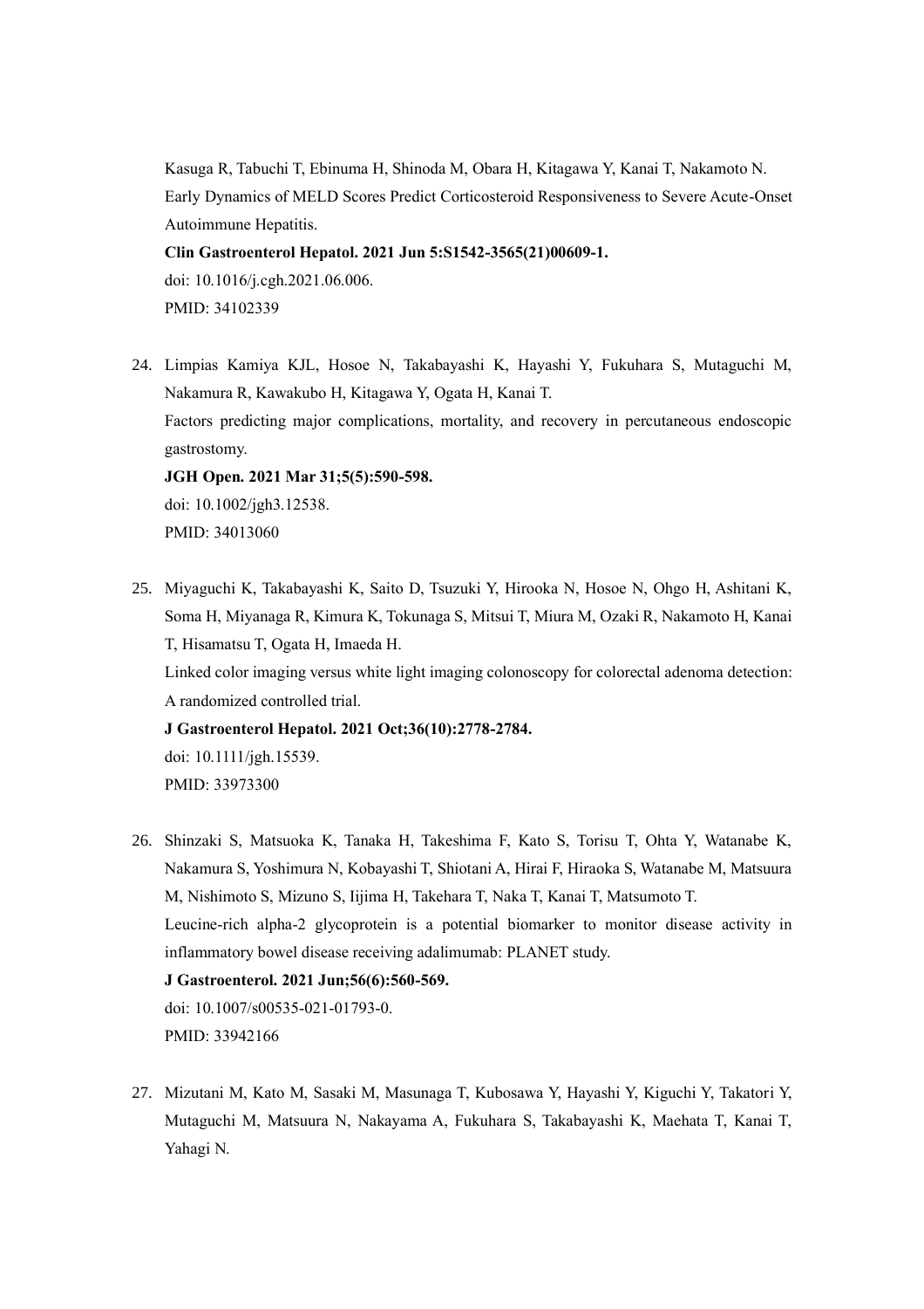Kasuga R, Tabuchi T, Ebinuma H, Shinoda M, Obara H, Kitagawa Y, Kanai T, Nakamoto N.
Early Dynamics of MELD Scores Predict Corticosteroid Responsiveness to Severe Acute-Onset Autoimmune Hepatitis.
**Clin Gastroenterol Hepatol. 2021 Jun 5:S1542-3565(21)00609-1.**
doi: 10.1016/j.cgh.2021.06.006.
PMID: 34102339

24. Limpias Kamiya KJL, Hosoe N, Takabayashi K, Hayashi Y, Fukuhara S, Mutaguchi M, Nakamura R, Kawakubo H, Kitagawa Y, Ogata H, Kanai T.
Factors predicting major complications, mortality, and recovery in percutaneous endoscopic gastrostomy.
**JGH Open. 2021 Mar 31;5(5):590-598.**
doi: 10.1002/jgh3.12538.
PMID: 34013060

25. Miyaguchi K, Takabayashi K, Saito D, Tsuzuki Y, Hirooka N, Hosoe N, Ohgo H, Ashitani K, Soma H, Miyanaga R, Kimura K, Tokunaga S, Mitsui T, Miura M, Ozaki R, Nakamoto H, Kanai T, Hisamatsu T, Ogata H, Imaeda H.
Linked color imaging versus white light imaging colonoscopy for colorectal adenoma detection: A randomized controlled trial.
**J Gastroenterol Hepatol. 2021 Oct;36(10):2778-2784.**
doi: 10.1111/jgh.15539.
PMID: 33973300

26. Shinzaki S, Matsuoka K, Tanaka H, Takeshima F, Kato S, Torisu T, Ohta Y, Watanabe K, Nakamura S, Yoshimura N, Kobayashi T, Shiotani A, Hirai F, Hiraoka S, Watanabe M, Matsuura M, Nishimoto S, Mizuno S, Iijima H, Takehara T, Naka T, Kanai T, Matsumoto T.
Leucine-rich alpha-2 glycoprotein is a potential biomarker to monitor disease activity in inflammatory bowel disease receiving adalimumab: PLANET study.
**J Gastroenterol. 2021 Jun;56(6):560-569.**
doi: 10.1007/s00535-021-01793-0.
PMID: 33942166

27. Mizutani M, Kato M, Sasaki M, Masunaga T, Kubosawa Y, Hayashi Y, Kiguchi Y, Takatori Y, Mutaguchi M, Matsuura N, Nakayama A, Fukuhara S, Takabayashi K, Maehata T, Kanai T, Yahagi N.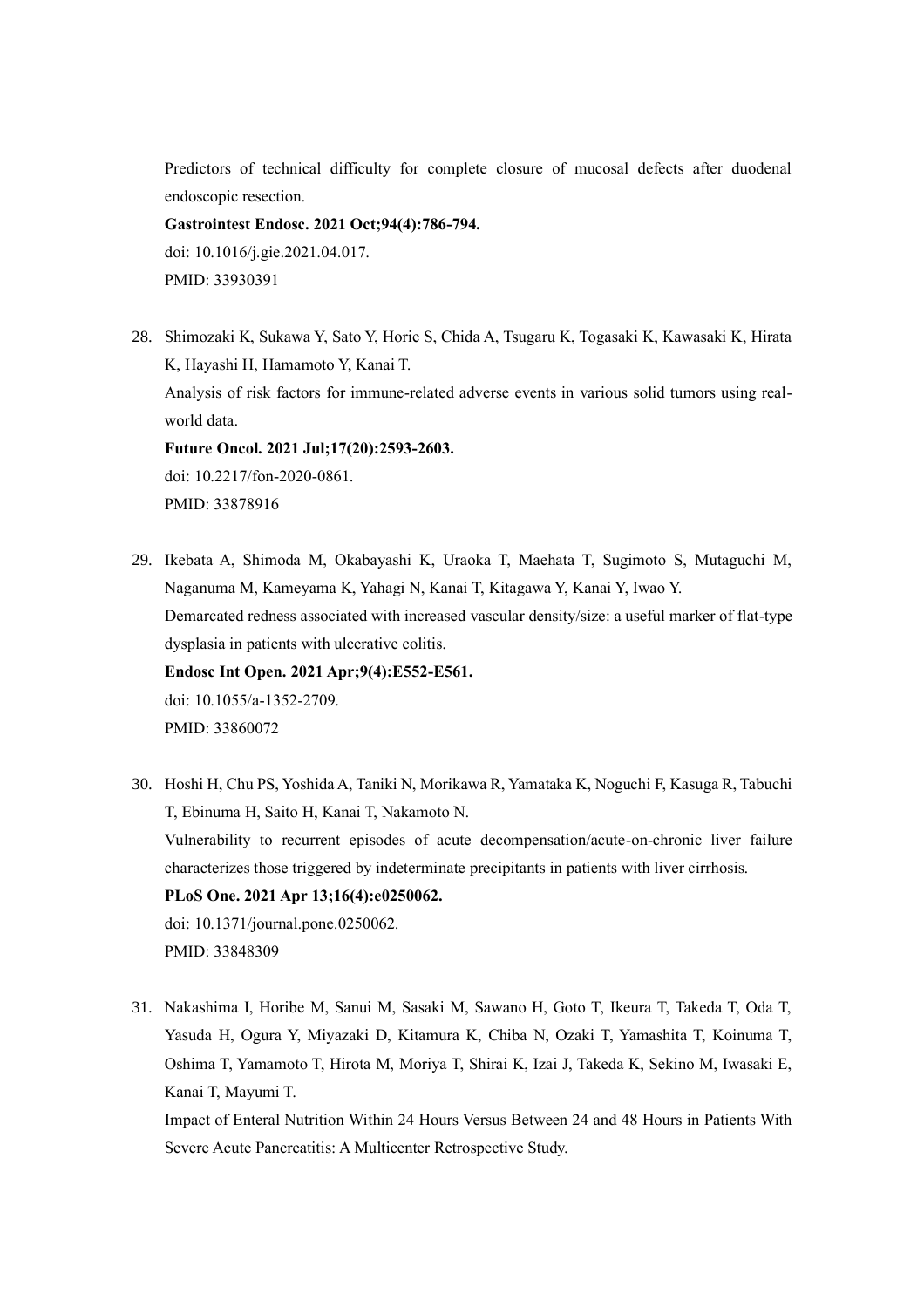Predictors of technical difficulty for complete closure of mucosal defects after duodenal endoscopic resection.

**Gastrointest Endosc. 2021 Oct;94(4):786-794.**

doi: 10.1016/j.gie.2021.04.017.

PMID: 33930391

28. Shimozaki K, Sukawa Y, Sato Y, Horie S, Chida A, Tsugaru K, Togasaki K, Kawasaki K, Hirata K, Hayashi H, Hamamoto Y, Kanai T.

    Analysis of risk factors for immune-related adverse events in various solid tumors using real-world data.

    **Future Oncol. 2021 Jul;17(20):2593-2603.**

    doi: 10.2217/fon-2020-0861.

    PMID: 33878916

29. Ikebata A, Shimoda M, Okabayashi K, Uraoka T, Maehata T, Sugimoto S, Mutaguchi M, Naganuma M, Kameyama K, Yahagi N, Kanai T, Kitagawa Y, Kanai Y, Iwao Y.

    Demarcated redness associated with increased vascular density/size: a useful marker of flat-type dysplasia in patients with ulcerative colitis.

    **Endosc Int Open. 2021 Apr;9(4):E552-E561.**

    doi: 10.1055/a-1352-2709.

    PMID: 33860072

30. Hoshi H, Chu PS, Yoshida A, Taniki N, Morikawa R, Yamataka K, Noguchi F, Kasuga R, Tabuchi T, Ebinuma H, Saito H, Kanai T, Nakamoto N.

    Vulnerability to recurrent episodes of acute decompensation/acute-on-chronic liver failure characterizes those triggered by indeterminate precipitants in patients with liver cirrhosis.

    **PLoS One. 2021 Apr 13;16(4):e0250062.**

    doi: 10.1371/journal.pone.0250062.

    PMID: 33848309

31. Nakashima I, Horibe M, Sanui M, Sasaki M, Sawano H, Goto T, Ikeura T, Takeda T, Oda T, Yasuda H, Ogura Y, Miyazaki D, Kitamura K, Chiba N, Ozaki T, Yamashita T, Koinuma T, Oshima T, Yamamoto T, Hirota M, Moriya T, Shirai K, Izai J, Takeda K, Sekino M, Iwasaki E, Kanai T, Mayumi T.

    Impact of Enteral Nutrition Within 24 Hours Versus Between 24 and 48 Hours in Patients With Severe Acute Pancreatitis: A Multicenter Retrospective Study.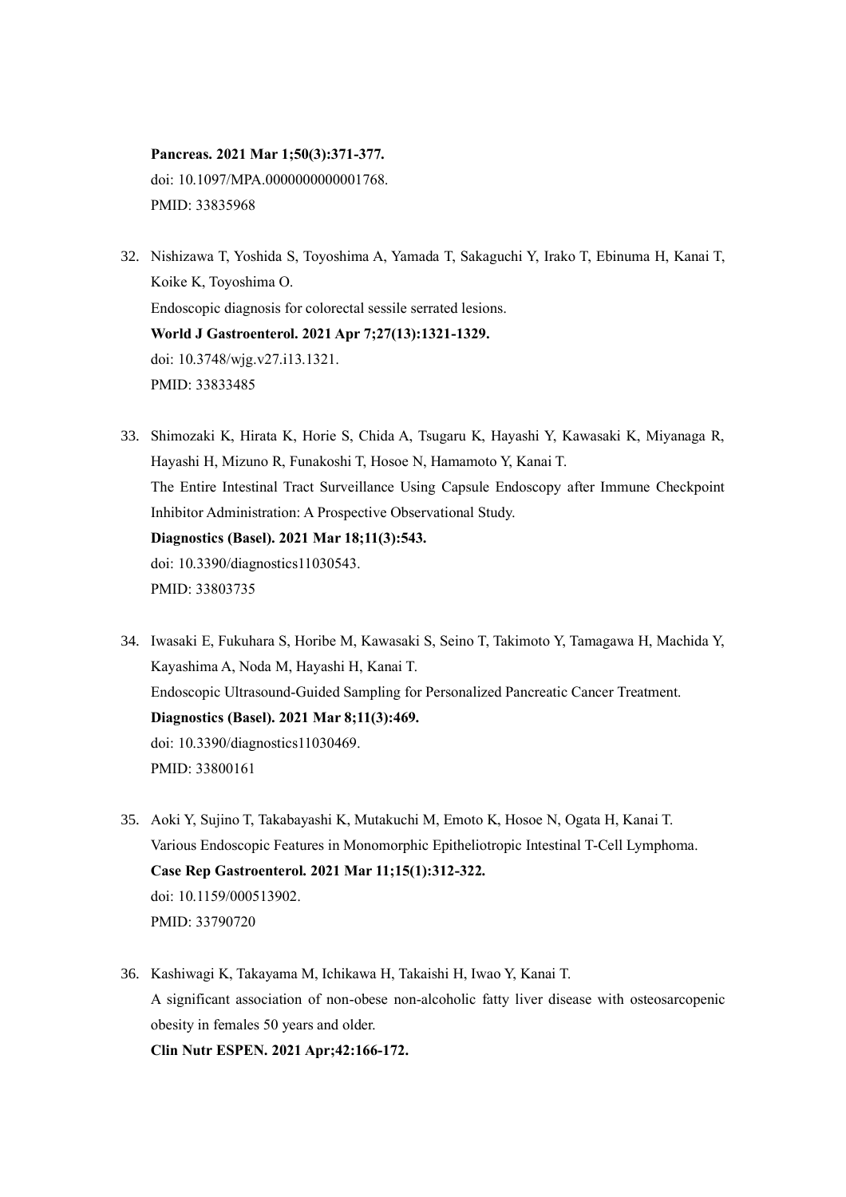**Pancreas. 2021 Mar 1;50(3):371-377.**
doi: 10.1097/MPA.0000000000001768.
PMID: 33835968

32. Nishizawa T, Yoshida S, Toyoshima A, Yamada T, Sakaguchi Y, Irako T, Ebinuma H, Kanai T, Koike K, Toyoshima O.
Endoscopic diagnosis for colorectal sessile serrated lesions.
**World J Gastroenterol. 2021 Apr 7;27(13):1321-1329.**
doi: 10.3748/wjg.v27.i13.1321.
PMID: 33833485

33. Shimozaki K, Hirata K, Horie S, Chida A, Tsugaru K, Hayashi Y, Kawasaki K, Miyanaga R, Hayashi H, Mizuno R, Funakoshi T, Hosoe N, Hamamoto Y, Kanai T.
The Entire Intestinal Tract Surveillance Using Capsule Endoscopy after Immune Checkpoint Inhibitor Administration: A Prospective Observational Study.
**Diagnostics (Basel). 2021 Mar 18;11(3):543.**
doi: 10.3390/diagnostics11030543.
PMID: 33803735

34. Iwasaki E, Fukuhara S, Horibe M, Kawasaki S, Seino T, Takimoto Y, Tamagawa H, Machida Y, Kayashima A, Noda M, Hayashi H, Kanai T.
Endoscopic Ultrasound-Guided Sampling for Personalized Pancreatic Cancer Treatment.
**Diagnostics (Basel). 2021 Mar 8;11(3):469.**
doi: 10.3390/diagnostics11030469.
PMID: 33800161

35. Aoki Y, Sujino T, Takabayashi K, Mutakuchi M, Emoto K, Hosoe N, Ogata H, Kanai T.
Various Endoscopic Features in Monomorphic Epitheliotropic Intestinal T-Cell Lymphoma.
**Case Rep Gastroenterol. 2021 Mar 11;15(1):312-322.**
doi: 10.1159/000513902.
PMID: 33790720

36. Kashiwagi K, Takayama M, Ichikawa H, Takaishi H, Iwao Y, Kanai T.
A significant association of non-obese non-alcoholic fatty liver disease with osteosarcopenic obesity in females 50 years and older.
**Clin Nutr ESPEN. 2021 Apr;42:166-172.**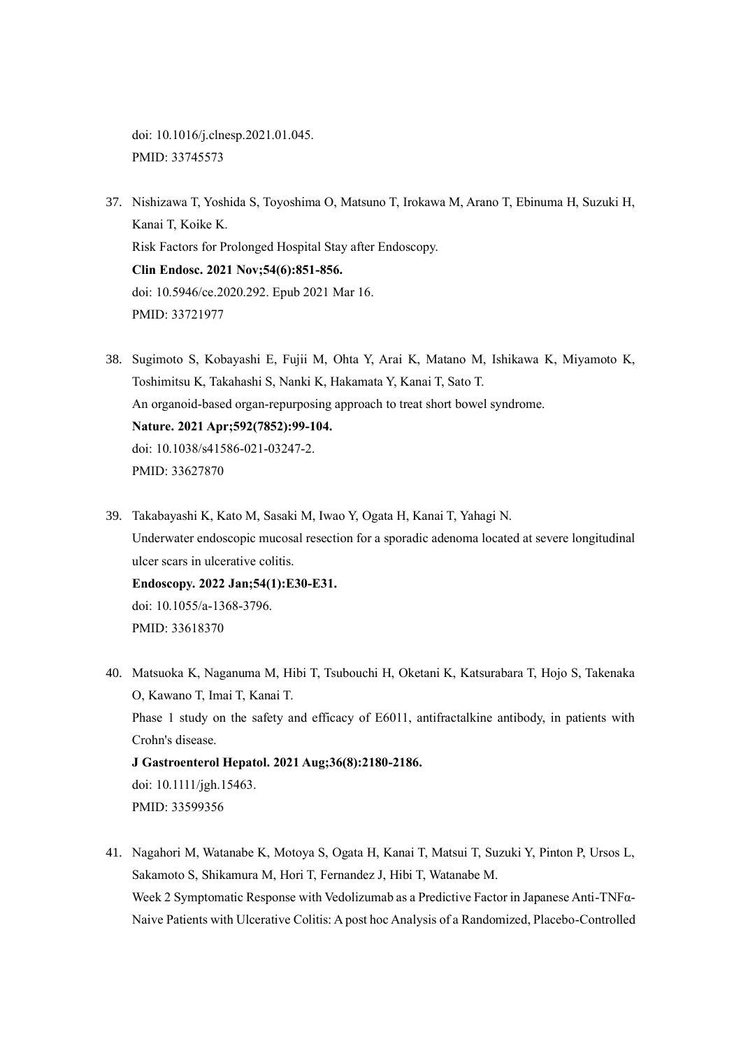doi: 10.1016/j.clnesp.2021.01.045.
PMID: 33745573

37. Nishizawa T, Yoshida S, Toyoshima O, Matsuno T, Irokawa M, Arano T, Ebinuma H, Suzuki H, Kanai T, Koike K.
    Risk Factors for Prolonged Hospital Stay after Endoscopy.
    **Clin Endosc. 2021 Nov;54(6):851-856.**
    doi: 10.5946/ce.2020.292. Epub 2021 Mar 16.
    PMID: 33721977

38. Sugimoto S, Kobayashi E, Fujii M, Ohta Y, Arai K, Matano M, Ishikawa K, Miyamoto K, Toshimitsu K, Takahashi S, Nanki K, Hakamata Y, Kanai T, Sato T.
    An organoid-based organ-repurposing approach to treat short bowel syndrome.
    **Nature. 2021 Apr;592(7852):99-104.**
    doi: 10.1038/s41586-021-03247-2.
    PMID: 33627870

39. Takabayashi K, Kato M, Sasaki M, Iwao Y, Ogata H, Kanai T, Yahagi N.
    Underwater endoscopic mucosal resection for a sporadic adenoma located at severe longitudinal ulcer scars in ulcerative colitis.
    **Endoscopy. 2022 Jan;54(1):E30-E31.**
    doi: 10.1055/a-1368-3796.
    PMID: 33618370

40. Matsuoka K, Naganuma M, Hibi T, Tsubouchi H, Oketani K, Katsurabara T, Hojo S, Takenaka O, Kawano T, Imai T, Kanai T.
    Phase 1 study on the safety and efficacy of E6011, antifractalkine antibody, in patients with Crohn's disease.
    **J Gastroenterol Hepatol. 2021 Aug;36(8):2180-2186.**
    doi: 10.1111/jgh.15463.
    PMID: 33599356

41. Nagahori M, Watanabe K, Motoya S, Ogata H, Kanai T, Matsui T, Suzuki Y, Pinton P, Ursos L, Sakamoto S, Shikamura M, Hori T, Fernandez J, Hibi T, Watanabe M.
    Week 2 Symptomatic Response with Vedolizumab as a Predictive Factor in Japanese Anti-TNFα-Naive Patients with Ulcerative Colitis: A post hoc Analysis of a Randomized, Placebo-Controlled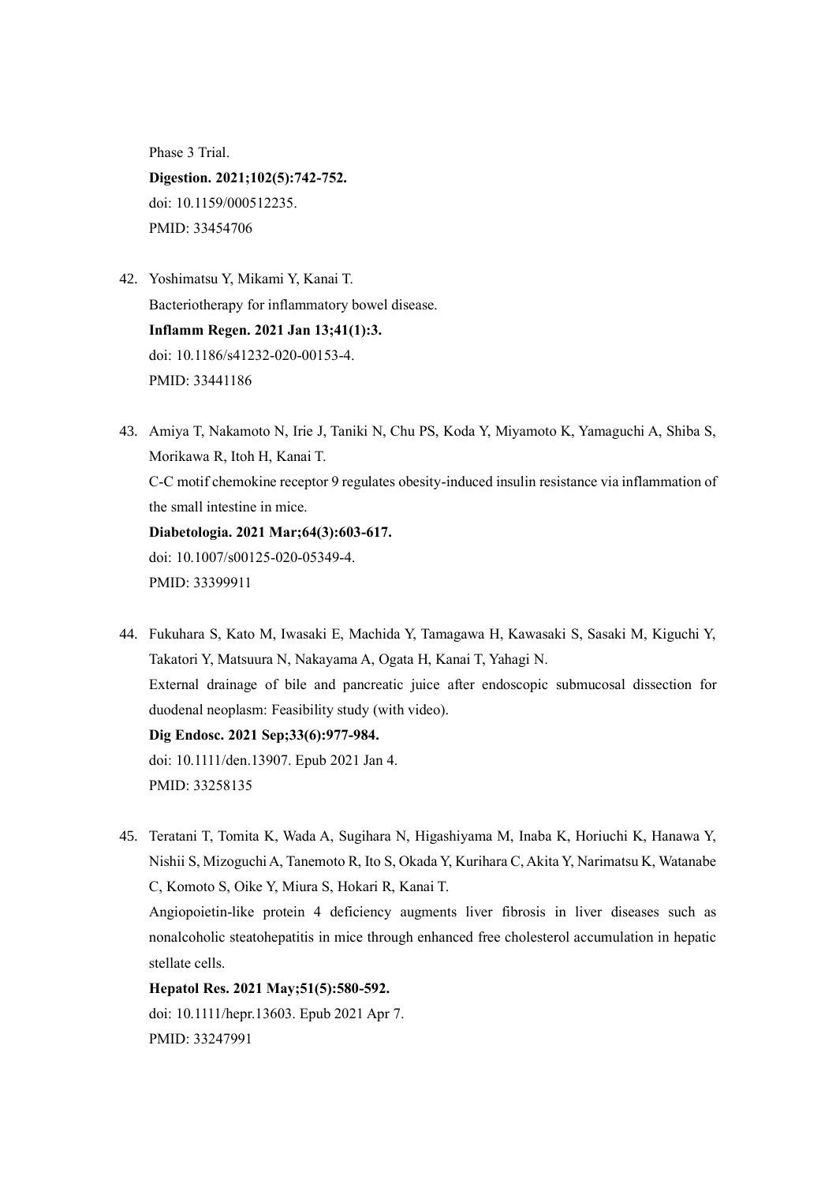Phase 3 Trial.
**Digestion. 2021;102(5):742-752.**
doi: 10.1159/000512235.
PMID: 33454706

42. Yoshimatsu Y, Mikami Y, Kanai T.
    Bacteriotherapy for inflammatory bowel disease.
    **Inflamm Regen. 2021 Jan 13;41(1):3.**
    doi: 10.1186/s41232-020-00153-4.
    PMID: 33441186

43. Amiya T, Nakamoto N, Irie J, Taniki N, Chu PS, Koda Y, Miyamoto K, Yamaguchi A, Shiba S, Morikawa R, Itoh H, Kanai T.
    C-C motif chemokine receptor 9 regulates obesity-induced insulin resistance via inflammation of the small intestine in mice.
    **Diabetologia. 2021 Mar;64(3):603-617.**
    doi: 10.1007/s00125-020-05349-4.
    PMID: 33399911

44. Fukuhara S, Kato M, Iwasaki E, Machida Y, Tamagawa H, Kawasaki S, Sasaki M, Kiguchi Y, Takatori Y, Matsuura N, Nakayama A, Ogata H, Kanai T, Yahagi N.
    External drainage of bile and pancreatic juice after endoscopic submucosal dissection for duodenal neoplasm: Feasibility study (with video).
    **Dig Endosc. 2021 Sep;33(6):977-984.**
    doi: 10.1111/den.13907. Epub 2021 Jan 4.
    PMID: 33258135

45. Teratani T, Tomita K, Wada A, Sugihara N, Higashiyama M, Inaba K, Horiuchi K, Hanawa Y, Nishii S, Mizoguchi A, Tanemoto R, Ito S, Okada Y, Kurihara C, Akita Y, Narimatsu K, Watanabe C, Komoto S, Oike Y, Miura S, Hokari R, Kanai T.
    Angiopoietin-like protein 4 deficiency augments liver fibrosis in liver diseases such as nonalcoholic steatohepatitis in mice through enhanced free cholesterol accumulation in hepatic stellate cells.
    **Hepatol Res. 2021 May;51(5):580-592.**
    doi: 10.1111/hepr.13603. Epub 2021 Apr 7.
    PMID: 33247991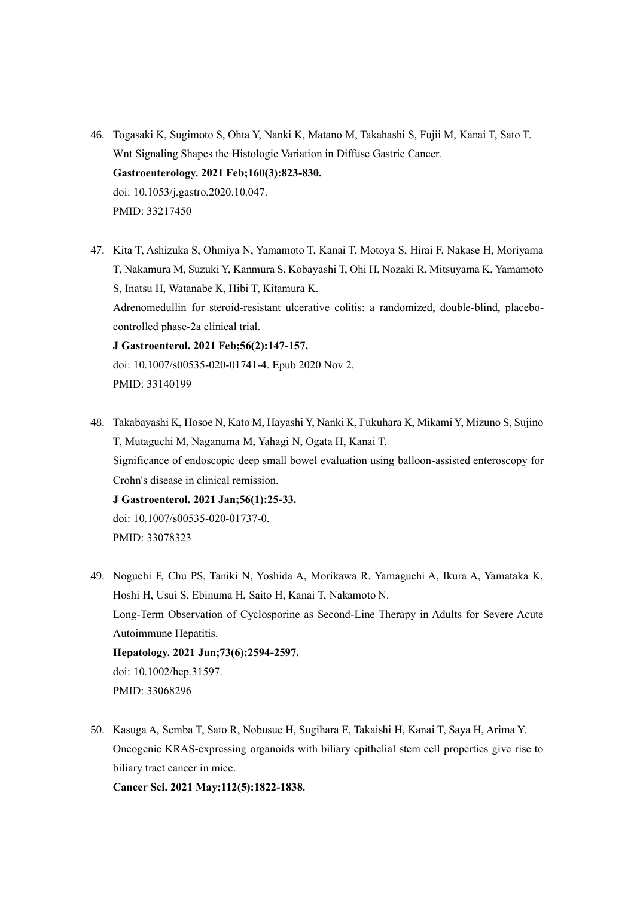46. Togasaki K, Sugimoto S, Ohta Y, Nanki K, Matano M, Takahashi S, Fujii M, Kanai T, Sato T.
    Wnt Signaling Shapes the Histologic Variation in Diffuse Gastric Cancer.
    **Gastroenterology. 2021 Feb;160(3):823-830.**
    doi: 10.1053/j.gastro.2020.10.047.
    PMID: 33217450

47. Kita T, Ashizuka S, Ohmiya N, Yamamoto T, Kanai T, Motoya S, Hirai F, Nakase H, Moriyama T, Nakamura M, Suzuki Y, Kanmura S, Kobayashi T, Ohi H, Nozaki R, Mitsuyama K, Yamamoto S, Inatsu H, Watanabe K, Hibi T, Kitamura K.
    Adrenomedullin for steroid-resistant ulcerative colitis: a randomized, double-blind, placebo-controlled phase-2a clinical trial.
    **J Gastroenterol. 2021 Feb;56(2):147-157.**
    doi: 10.1007/s00535-020-01741-4. Epub 2020 Nov 2.
    PMID: 33140199

48. Takabayashi K, Hosoe N, Kato M, Hayashi Y, Nanki K, Fukuhara K, Mikami Y, Mizuno S, Sujino T, Mutaguchi M, Naganuma M, Yahagi N, Ogata H, Kanai T.
    Significance of endoscopic deep small bowel evaluation using balloon-assisted enteroscopy for Crohn's disease in clinical remission.
    **J Gastroenterol. 2021 Jan;56(1):25-33.**
    doi: 10.1007/s00535-020-01737-0.
    PMID: 33078323

49. Noguchi F, Chu PS, Taniki N, Yoshida A, Morikawa R, Yamaguchi A, Ikura A, Yamataka K, Hoshi H, Usui S, Ebinuma H, Saito H, Kanai T, Nakamoto N.
    Long-Term Observation of Cyclosporine as Second-Line Therapy in Adults for Severe Acute Autoimmune Hepatitis.
    **Hepatology. 2021 Jun;73(6):2594-2597.**
    doi: 10.1002/hep.31597.
    PMID: 33068296

50. Kasuga A, Semba T, Sato R, Nobusue H, Sugihara E, Takaishi H, Kanai T, Saya H, Arima Y.
    Oncogenic KRAS-expressing organoids with biliary epithelial stem cell properties give rise to biliary tract cancer in mice.
    **Cancer Sci. 2021 May;112(5):1822-1838.**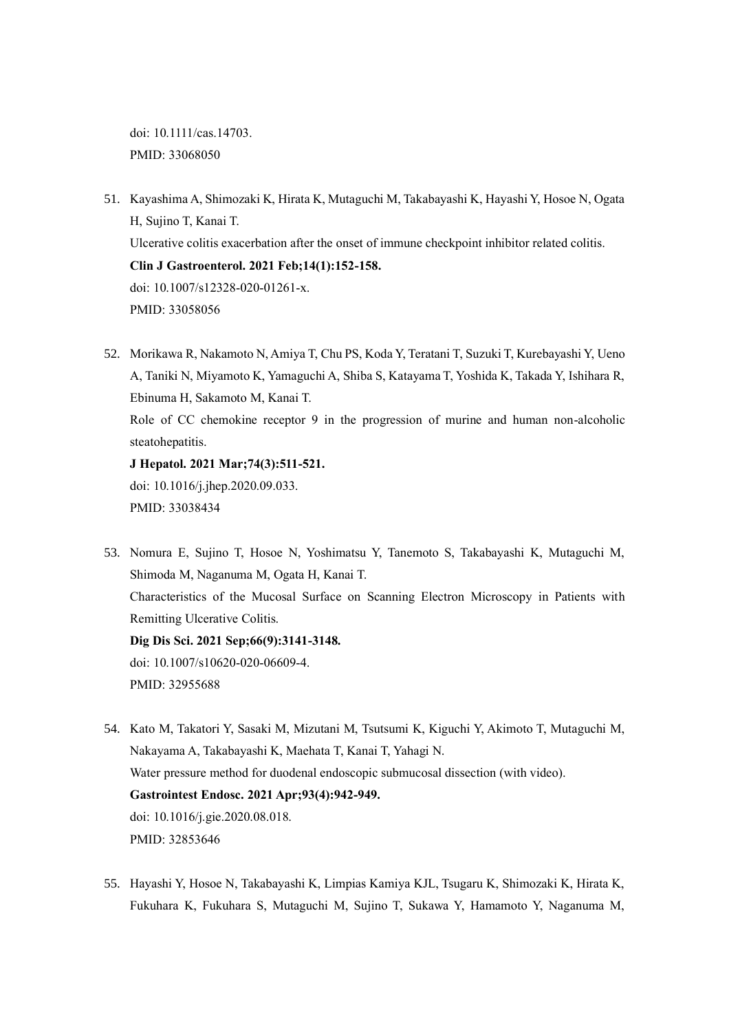doi: 10.1111/cas.14703.
PMID: 33068050

51. Kayashima A, Shimozaki K, Hirata K, Mutaguchi M, Takabayashi K, Hayashi Y, Hosoe N, Ogata H, Sujino T, Kanai T.
    Ulcerative colitis exacerbation after the onset of immune checkpoint inhibitor related colitis.
    **Clin J Gastroenterol. 2021 Feb;14(1):152-158.**
    doi: 10.1007/s12328-020-01261-x.
    PMID: 33058056

52. Morikawa R, Nakamoto N, Amiya T, Chu PS, Koda Y, Teratani T, Suzuki T, Kurebayashi Y, Ueno A, Taniki N, Miyamoto K, Yamaguchi A, Shiba S, Katayama T, Yoshida K, Takada Y, Ishihara R, Ebinuma H, Sakamoto M, Kanai T.
    Role of CC chemokine receptor 9 in the progression of murine and human non-alcoholic steatohepatitis.
    **J Hepatol. 2021 Mar;74(3):511-521.**
    doi: 10.1016/j.jhep.2020.09.033.
    PMID: 33038434

53. Nomura E, Sujino T, Hosoe N, Yoshimatsu Y, Tanemoto S, Takabayashi K, Mutaguchi M, Shimoda M, Naganuma M, Ogata H, Kanai T.
    Characteristics of the Mucosal Surface on Scanning Electron Microscopy in Patients with Remitting Ulcerative Colitis.
    **Dig Dis Sci. 2021 Sep;66(9):3141-3148.**
    doi: 10.1007/s10620-020-06609-4.
    PMID: 32955688

54. Kato M, Takatori Y, Sasaki M, Mizutani M, Tsutsumi K, Kiguchi Y, Akimoto T, Mutaguchi M, Nakayama A, Takabayashi K, Maehata T, Kanai T, Yahagi N.
    Water pressure method for duodenal endoscopic submucosal dissection (with video).
    **Gastrointest Endosc. 2021 Apr;93(4):942-949.**
    doi: 10.1016/j.gie.2020.08.018.
    PMID: 32853646

55. Hayashi Y, Hosoe N, Takabayashi K, Limpias Kamiya KJL, Tsugaru K, Shimozaki K, Hirata K, Fukuhara K, Fukuhara S, Mutaguchi M, Sujino T, Sukawa Y, Hamamoto Y, Naganuma M,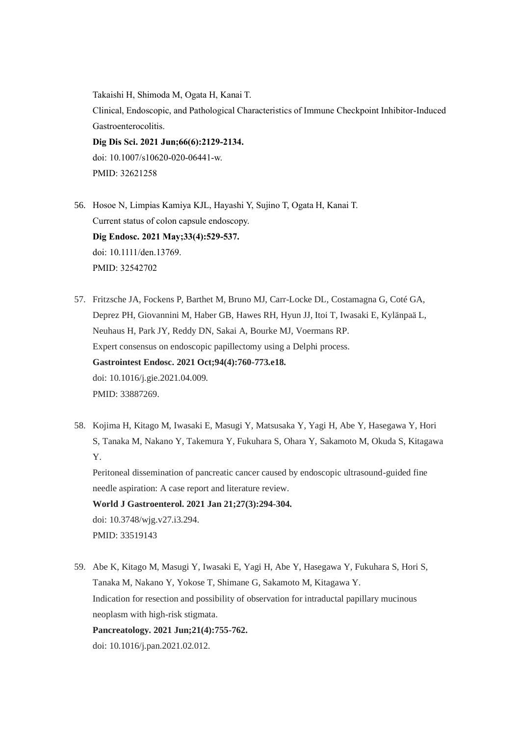Takaishi H, Shimoda M, Ogata H, Kanai T.
Clinical, Endoscopic, and Pathological Characteristics of Immune Checkpoint Inhibitor-Induced Gastroenterocolitis.
**Dig Dis Sci. 2021 Jun;66(6):2129-2134.**
doi: 10.1007/s10620-020-06441-w.
PMID: 32621258

56. Hosoe N, Limpias Kamiya KJL, Hayashi Y, Sujino T, Ogata H, Kanai T.
Current status of colon capsule endoscopy.
**Dig Endosc. 2021 May;33(4):529-537.**
doi: 10.1111/den.13769.
PMID: 32542702

57. Fritzsche JA, Fockens P, Barthet M, Bruno MJ, Carr-Locke DL, Costamagna G, Coté GA, Deprez PH, Giovannini M, Haber GB, Hawes RH, Hyun JJ, Itoi T, Iwasaki E, Kylänpaä L, Neuhaus H, Park JY, Reddy DN, Sakai A, Bourke MJ, Voermans RP.
Expert consensus on endoscopic papillectomy using a Delphi process.
**Gastrointest Endosc. 2021 Oct;94(4):760-773.e18.**
doi: 10.1016/j.gie.2021.04.009.
PMID: 33887269.

58. Kojima H, Kitago M, Iwasaki E, Masugi Y, Matsusaka Y, Yagi H, Abe Y, Hasegawa Y, Hori S, Tanaka M, Nakano Y, Takemura Y, Fukuhara S, Ohara Y, Sakamoto M, Okuda S, Kitagawa Y.
Peritoneal dissemination of pancreatic cancer caused by endoscopic ultrasound-guided fine needle aspiration: A case report and literature review.
**World J Gastroenterol. 2021 Jan 21;27(3):294-304.**
doi: 10.3748/wjg.v27.i3.294.
PMID: 33519143

59. Abe K, Kitago M, Masugi Y, Iwasaki E, Yagi H, Abe Y, Hasegawa Y, Fukuhara S, Hori S, Tanaka M, Nakano Y, Yokose T, Shimane G, Sakamoto M, Kitagawa Y.
Indication for resection and possibility of observation for intraductal papillary mucinous neoplasm with high-risk stigmata.
**Pancreatology. 2021 Jun;21(4):755-762.**
doi: 10.1016/j.pan.2021.02.012.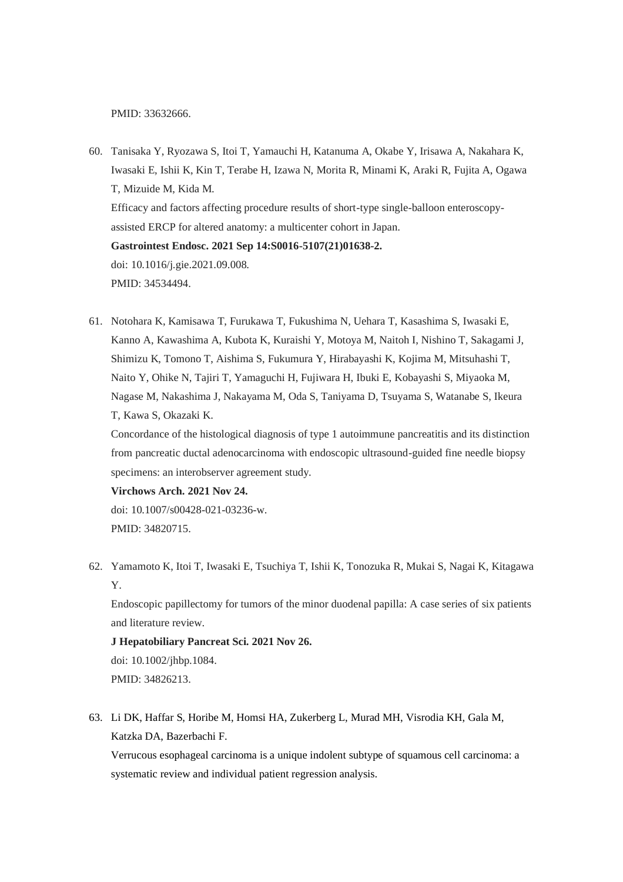PMID: 33632666.

60. Tanisaka Y, Ryozawa S, Itoi T, Yamauchi H, Katanuma A, Okabe Y, Irisawa A, Nakahara K, Iwasaki E, Ishii K, Kin T, Terabe H, Izawa N, Morita R, Minami K, Araki R, Fujita A, Ogawa T, Mizuide M, Kida M.
    Efficacy and factors affecting procedure results of short-type single-balloon enteroscopy-assisted ERCP for altered anatomy: a multicenter cohort in Japan.
    **Gastrointest Endosc. 2021 Sep 14:S0016-5107(21)01638-2.**
    doi: 10.1016/j.gie.2021.09.008.
    PMID: 34534494.

61. Notohara K, Kamisawa T, Furukawa T, Fukushima N, Uehara T, Kasashima S, Iwasaki E, Kanno A, Kawashima A, Kubota K, Kuraishi Y, Motoya M, Naitoh I, Nishino T, Sakagami J, Shimizu K, Tomono T, Aishima S, Fukumura Y, Hirabayashi K, Kojima M, Mitsuhashi T, Naito Y, Ohike N, Tajiri T, Yamaguchi H, Fujiwara H, Ibuki E, Kobayashi S, Miyaoka M, Nagase M, Nakashima J, Nakayama M, Oda S, Taniyama D, Tsuyama S, Watanabe S, Ikeura T, Kawa S, Okazaki K.
    Concordance of the histological diagnosis of type 1 autoimmune pancreatitis and its distinction from pancreatic ductal adenocarcinoma with endoscopic ultrasound-guided fine needle biopsy specimens: an interobserver agreement study.
    **Virchows Arch. 2021 Nov 24.**
    doi: 10.1007/s00428-021-03236-w.
    PMID: 34820715.

62. Yamamoto K, Itoi T, Iwasaki E, Tsuchiya T, Ishii K, Tonozuka R, Mukai S, Nagai K, Kitagawa Y.
    Endoscopic papillectomy for tumors of the minor duodenal papilla: A case series of six patients and literature review.
    **J Hepatobiliary Pancreat Sci. 2021 Nov 26.**
    doi: 10.1002/jhbp.1084.
    PMID: 34826213.

63. Li DK, Haffar S, Horibe M, Homsi HA, Zukerberg L, Murad MH, Visrodia KH, Gala M, Katzka DA, Bazerbachi F.
    Verrucous esophageal carcinoma is a unique indolent subtype of squamous cell carcinoma: a systematic review and individual patient regression analysis.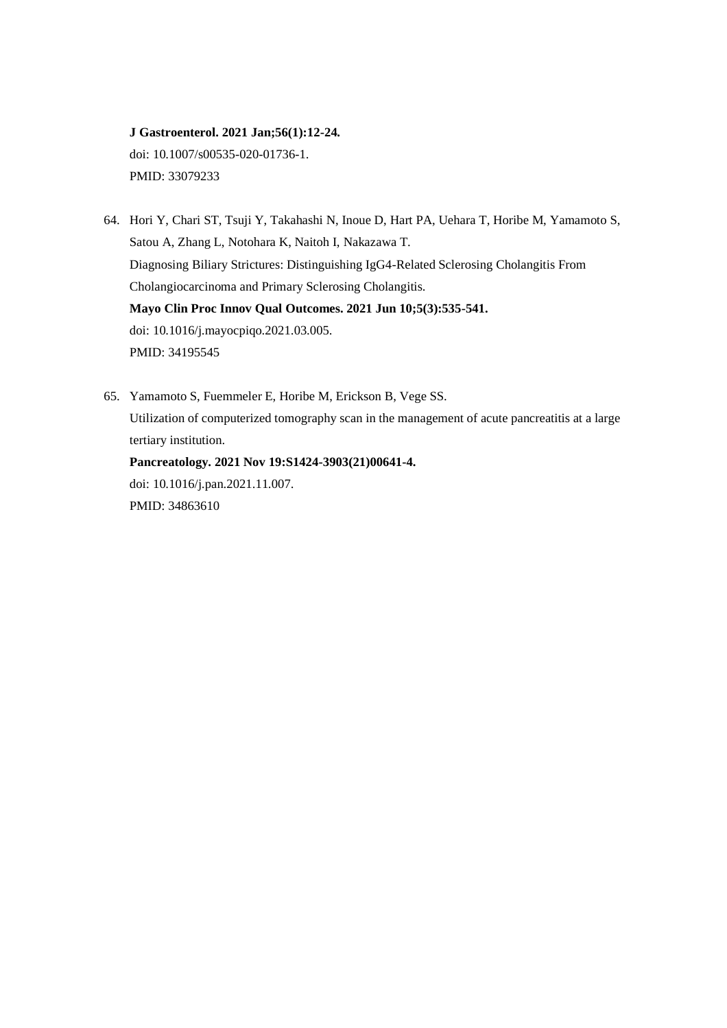**J Gastroenterol. 2021 Jan;56(1):12-24.**
doi: 10.1007/s00535-020-01736-1.
PMID: 33079233

64. Hori Y, Chari ST, Tsuji Y, Takahashi N, Inoue D, Hart PA, Uehara T, Horibe M, Yamamoto S, Satou A, Zhang L, Notohara K, Naitoh I, Nakazawa T.
    Diagnosing Biliary Strictures: Distinguishing IgG4-Related Sclerosing Cholangitis From Cholangiocarcinoma and Primary Sclerosing Cholangitis.
    **Mayo Clin Proc Innov Qual Outcomes. 2021 Jun 10;5(3):535-541.**
    doi: 10.1016/j.mayocpiqo.2021.03.005.
    PMID: 34195545

65. Yamamoto S, Fuemmeler E, Horibe M, Erickson B, Vege SS.
    Utilization of computerized tomography scan in the management of acute pancreatitis at a large tertiary institution.
    **Pancreatology. 2021 Nov 19:S1424-3903(21)00641-4.**
    doi: 10.1016/j.pan.2021.11.007.
    PMID: 34863610